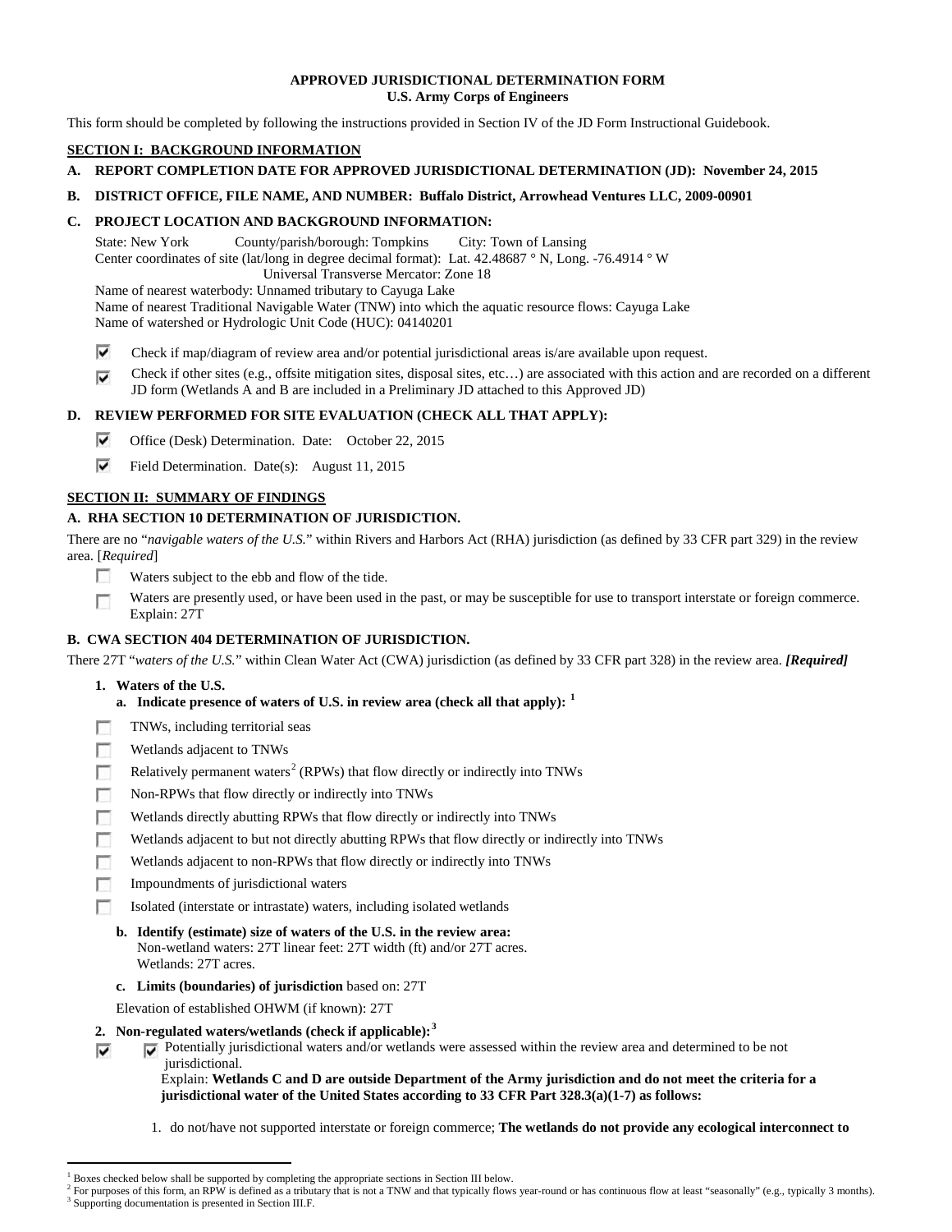**APPROVED JURISDICTIONAL DETERMINATION FORM**
**U.S. Army Corps of Engineers**

This form should be completed by following the instructions provided in Section IV of the JD Form Instructional Guidebook.

## SECTION I: BACKGROUND INFORMATION

**A. REPORT COMPLETION DATE FOR APPROVED JURISDICTIONAL DETERMINATION (JD): November 24, 2015**

**B. DISTRICT OFFICE, FILE NAME, AND NUMBER: Buffalo District, Arrowhead Ventures LLC, 2009-00901**

**C. PROJECT LOCATION AND BACKGROUND INFORMATION:**

State: New York County/parish/borough: Tompkins City: Town of Lansing
Center coordinates of site (lat/long in degree decimal format): Lat. 42.48687 ° N, Long. -76.4914 ° W
Universal Transverse Mercator: Zone 18
Name of nearest waterbody: Unnamed tributary to Cayuga Lake
Name of nearest Traditional Navigable Water (TNW) into which the aquatic resource flows: Cayuga Lake
Name of watershed or Hydrologic Unit Code (HUC): 04140201

☑ Check if map/diagram of review area and/or potential jurisdictional areas is/are available upon request.

☑ Check if other sites (e.g., offsite mitigation sites, disposal sites, etc…) are associated with this action and are recorded on a different JD form (Wetlands A and B are included in a Preliminary JD attached to this Approved JD)

**D. REVIEW PERFORMED FOR SITE EVALUATION (CHECK ALL THAT APPLY):**

☑ Office (Desk) Determination. Date: October 22, 2015

☑ Field Determination. Date(s): August 11, 2015

## SECTION II: SUMMARY OF FINDINGS

**A. RHA SECTION 10 DETERMINATION OF JURISDICTION.**

There are no "*navigable waters of the U.S.*" within Rivers and Harbors Act (RHA) jurisdiction (as defined by 33 CFR part 329) in the review area. [*Required*]

☐ Waters subject to the ebb and flow of the tide.

☐ Waters are presently used, or have been used in the past, or may be susceptible for use to transport interstate or foreign commerce. Explain: 27T

**B. CWA SECTION 404 DETERMINATION OF JURISDICTION.**

There 27T "*waters of the U.S.*" within Clean Water Act (CWA) jurisdiction (as defined by 33 CFR part 328) in the review area. ***[Required]***

**1. Waters of the U.S.**

**a. Indicate presence of waters of U.S. in review area (check all that apply):** [1]

☐ TNWs, including territorial seas
☐ Wetlands adjacent to TNWs
☐ Relatively permanent waters[2] (RPWs) that flow directly or indirectly into TNWs
☐ Non-RPWs that flow directly or indirectly into TNWs
☐ Wetlands directly abutting RPWs that flow directly or indirectly into TNWs
☐ Wetlands adjacent to but not directly abutting RPWs that flow directly or indirectly into TNWs
☐ Wetlands adjacent to non-RPWs that flow directly or indirectly into TNWs
☐ Impoundments of jurisdictional waters
☐ Isolated (interstate or intrastate) waters, including isolated wetlands

**b. Identify (estimate) size of waters of the U.S. in the review area:**
Non-wetland waters: 27T linear feet: 27T width (ft) and/or 27T acres.
Wetlands: 27T acres.

**c. Limits (boundaries) of jurisdiction** based on: 27T

Elevation of established OHWM (if known): 27T

**2. Non-regulated waters/wetlands (check if applicable):**[3]

☑ ☑ Potentially jurisdictional waters and/or wetlands were assessed within the review area and determined to be not jurisdictional.

Explain: **Wetlands C and D are outside Department of the Army jurisdiction and do not meet the criteria for a jurisdictional water of the United States according to 33 CFR Part 328.3(a)(1-7) as follows:**

1. do not/have not supported interstate or foreign commerce; **The wetlands do not provide any ecological interconnect to**

---

[1] Boxes checked below shall be supported by completing the appropriate sections in Section III below.
[2] For purposes of this form, an RPW is defined as a tributary that is not a TNW and that typically flows year-round or has continuous flow at least "seasonally" (e.g., typically 3 months).
[3] Supporting documentation is presented in Section III.F.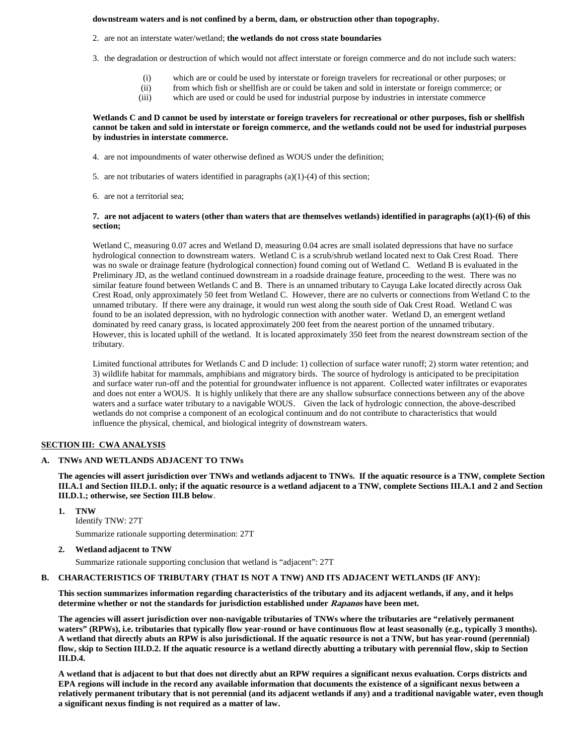**downstream waters and is not confined by a berm, dam, or obstruction other than topography.**

2. are not an interstate water/wetland; **the wetlands do not cross state boundaries**

3. the degradation or destruction of which would not affect interstate or foreign commerce and do not include such waters:

   (i) which are or could be used by interstate or foreign travelers for recreational or other purposes; or
   (ii) from which fish or shellfish are or could be taken and sold in interstate or foreign commerce; or
   (iii) which are used or could be used for industrial purpose by industries in interstate commerce

**Wetlands C and D cannot be used by interstate or foreign travelers for recreational or other purposes, fish or shellfish cannot be taken and sold in interstate or foreign commerce, and the wetlands could not be used for industrial purposes by industries in interstate commerce.**

4. are not impoundments of water otherwise defined as WOUS under the definition;

5. are not tributaries of waters identified in paragraphs (a)(1)-(4) of this section;

6. are not a territorial sea;

**7. are not adjacent to waters (other than waters that are themselves wetlands) identified in paragraphs (a)(1)-(6) of this section;**

Wetland C, measuring 0.07 acres and Wetland D, measuring 0.04 acres are small isolated depressions that have no surface hydrological connection to downstream waters. Wetland C is a scrub/shrub wetland located next to Oak Crest Road. There was no swale or drainage feature (hydrological connection) found coming out of Wetland C. Wetland B is evaluated in the Preliminary JD, as the wetland continued downstream in a roadside drainage feature, proceeding to the west. There was no similar feature found between Wetlands C and B. There is an unnamed tributary to Cayuga Lake located directly across Oak Crest Road, only approximately 50 feet from Wetland C. However, there are no culverts or connections from Wetland C to the unnamed tributary. If there were any drainage, it would run west along the south side of Oak Crest Road. Wetland C was found to be an isolated depression, with no hydrologic connection with another water. Wetland D, an emergent wetland dominated by reed canary grass, is located approximately 200 feet from the nearest portion of the unnamed tributary. However, this is located uphill of the wetland. It is located approximately 350 feet from the nearest downstream section of the tributary.

Limited functional attributes for Wetlands C and D include: 1) collection of surface water runoff; 2) storm water retention; and 3) wildlife habitat for mammals, amphibians and migratory birds. The source of hydrology is anticipated to be precipitation and surface water run-off and the potential for groundwater influence is not apparent. Collected water infiltrates or evaporates and does not enter a WOUS. It is highly unlikely that there are any shallow subsurface connections between any of the above waters and a surface water tributary to a navigable WOUS. Given the lack of hydrologic connection, the above-described wetlands do not comprise a component of an ecological continuum and do not contribute to characteristics that would influence the physical, chemical, and biological integrity of downstream waters.

## SECTION III: CWA ANALYSIS

### A. TNWs AND WETLANDS ADJACENT TO TNWs

**The agencies will assert jurisdiction over TNWs and wetlands adjacent to TNWs. If the aquatic resource is a TNW, complete Section III.A.1 and Section III.D.1. only; if the aquatic resource is a wetland adjacent to a TNW, complete Sections III.A.1 and 2 and Section III.D.1.; otherwise, see Section III.B below**.

**1. TNW**
Identify TNW: 27T

Summarize rationale supporting determination: 27T

**2. Wetland adjacent to TNW**
Summarize rationale supporting conclusion that wetland is "adjacent": 27T

### B. CHARACTERISTICS OF TRIBUTARY (THAT IS NOT A TNW) AND ITS ADJACENT WETLANDS (IF ANY):

**This section summarizes information regarding characteristics of the tributary and its adjacent wetlands, if any, and it helps determine whether or not the standards for jurisdiction established under *Rapanos* have been met.**

**The agencies will assert jurisdiction over non-navigable tributaries of TNWs where the tributaries are "relatively permanent waters" (RPWs), i.e. tributaries that typically flow year-round or have continuous flow at least seasonally (e.g., typically 3 months). A wetland that directly abuts an RPW is also jurisdictional. If the aquatic resource is not a TNW, but has year-round (perennial) flow, skip to Section III.D.2. If the aquatic resource is a wetland directly abutting a tributary with perennial flow, skip to Section III.D.4.**

**A wetland that is adjacent to but that does not directly abut an RPW requires a significant nexus evaluation. Corps districts and EPA regions will include in the record any available information that documents the existence of a significant nexus between a relatively permanent tributary that is not perennial (and its adjacent wetlands if any) and a traditional navigable water, even though a significant nexus finding is not required as a matter of law.**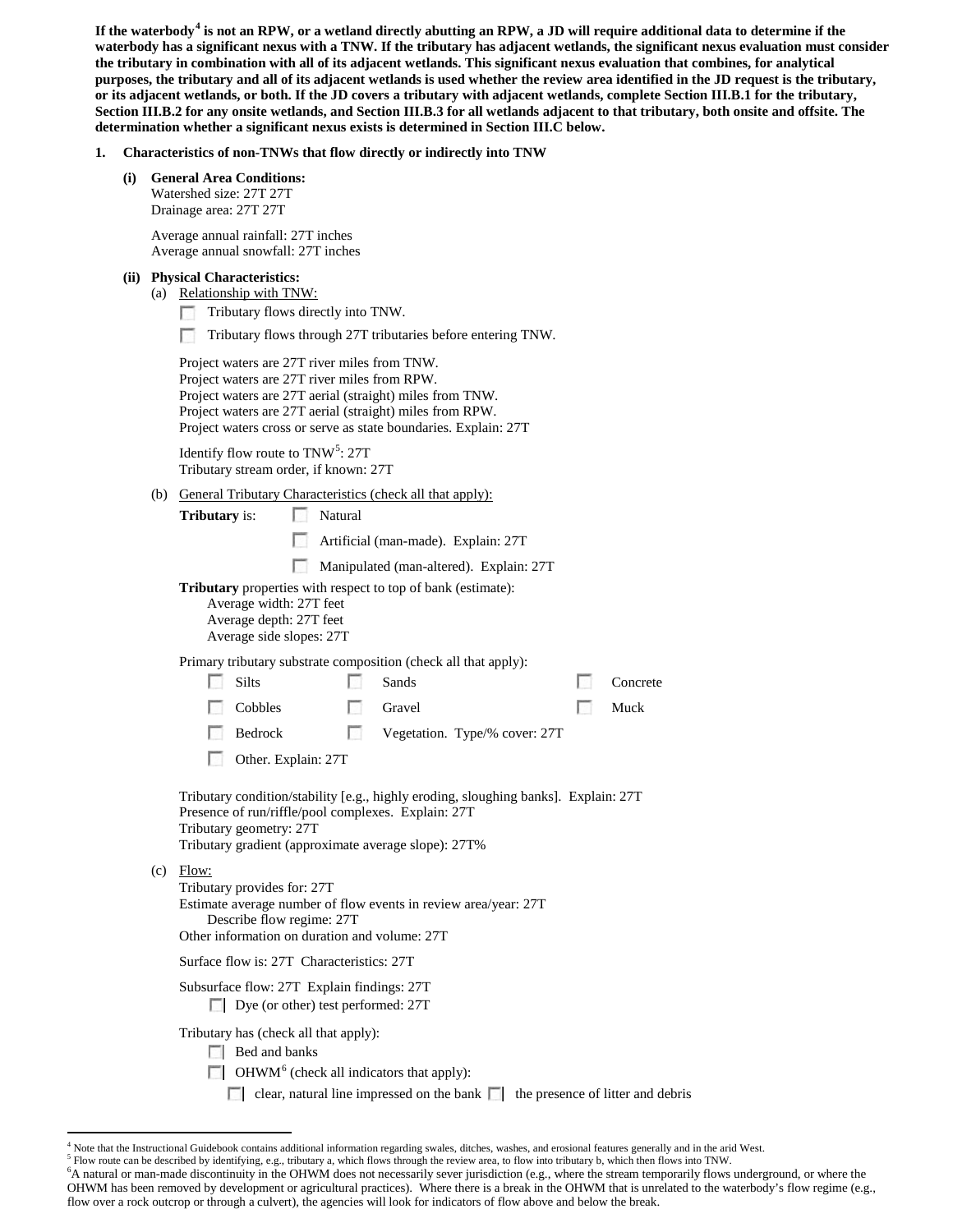**If the waterbody[4] is not an RPW, or a wetland directly abutting an RPW, a JD will require additional data to determine if the waterbody has a significant nexus with a TNW. If the tributary has adjacent wetlands, the significant nexus evaluation must consider the tributary in combination with all of its adjacent wetlands. This significant nexus evaluation that combines, for analytical purposes, the tributary and all of its adjacent wetlands is used whether the review area identified in the JD request is the tributary, or its adjacent wetlands, or both. If the JD covers a tributary with adjacent wetlands, complete Section III.B.1 for the tributary, Section III.B.2 for any onsite wetlands, and Section III.B.3 for all wetlands adjacent to that tributary, both onsite and offsite. The determination whether a significant nexus exists is determined in Section III.C below.**

**1. Characteristics of non-TNWs that flow directly or indirectly into TNW**

**(i) General Area Conditions:**

Watershed size: 27T 27T
Drainage area: 27T 27T

Average annual rainfall: 27T inches
Average annual snowfall: 27T inches

**(ii) Physical Characteristics:**

(a) Relationship with TNW:

- ☐ Tributary flows directly into TNW.
- ☐ Tributary flows through 27T tributaries before entering TNW.

Project waters are 27T river miles from TNW.
Project waters are 27T river miles from RPW.
Project waters are 27T aerial (straight) miles from TNW.
Project waters are 27T aerial (straight) miles from RPW.
Project waters cross or serve as state boundaries. Explain: 27T

Identify flow route to TNW[5]: 27T
Tributary stream order, if known: 27T

(b) General Tributary Characteristics (check all that apply):

**Tributary** is:
- ☐ Natural
- ☐ Artificial (man-made). Explain: 27T
- ☐ Manipulated (man-altered). Explain: 27T

**Tributary** properties with respect to top of bank (estimate):
Average width: 27T feet
Average depth: 27T feet
Average side slopes: 27T

Primary tributary substrate composition (check all that apply):

- ☐ Silts
- ☐ Sands
- ☐ Concrete
- ☐ Cobbles
- ☐ Gravel
- ☐ Muck
- ☐ Bedrock
- ☐ Vegetation. Type/% cover: 27T
- ☐ Other. Explain: 27T

Tributary condition/stability [e.g., highly eroding, sloughing banks]. Explain: 27T
Presence of run/riffle/pool complexes. Explain: 27T
Tributary geometry: 27T
Tributary gradient (approximate average slope): 27T%

(c) Flow:

Tributary provides for: 27T
Estimate average number of flow events in review area/year: 27T
Describe flow regime: 27T
Other information on duration and volume: 27T

Surface flow is: 27T Characteristics: 27T

Subsurface flow: 27T Explain findings: 27T
- ☐ Dye (or other) test performed: 27T

Tributary has (check all that apply):
- ☐ Bed and banks
- ☐ OHWM[6] (check all indicators that apply):
  - ☐ clear, natural line impressed on the bank
  - ☐ the presence of litter and debris

---

[4] Note that the Instructional Guidebook contains additional information regarding swales, ditches, washes, and erosional features generally and in the arid West.
[5] Flow route can be described by identifying, e.g., tributary a, which flows through the review area, to flow into tributary b, which then flows into TNW.
[6] A natural or man-made discontinuity in the OHWM does not necessarily sever jurisdiction (e.g., where the stream temporarily flows underground, or where the OHWM has been removed by development or agricultural practices). Where there is a break in the OHWM that is unrelated to the waterbody's flow regime (e.g., flow over a rock outcrop or through a culvert), the agencies will look for indicators of flow above and below the break.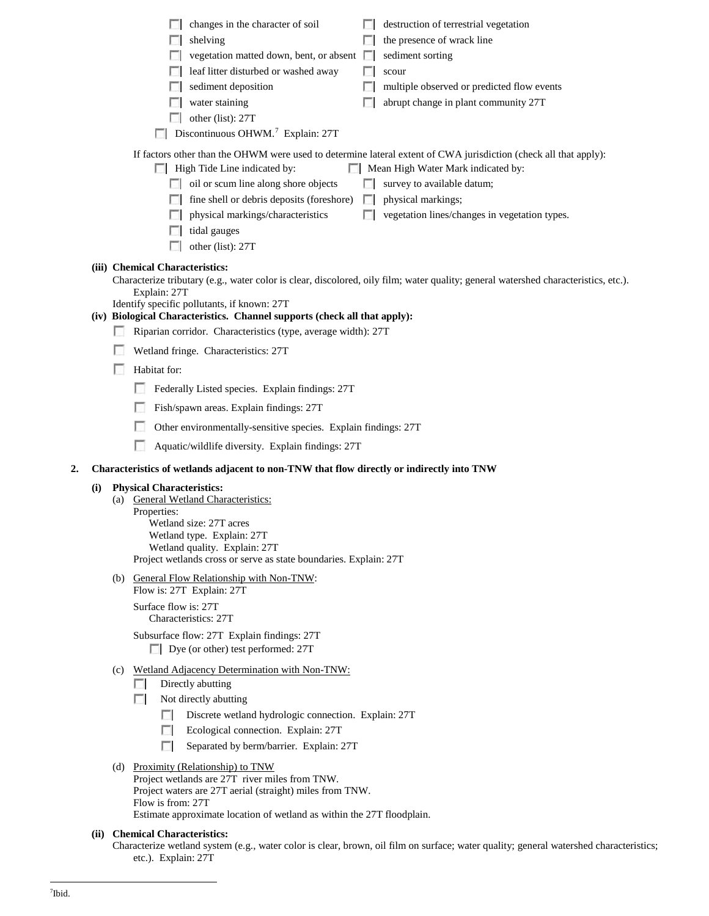- ☐ changes in the character of soil
- ☐ shelving
- ☐ vegetation matted down, bent, or absent
- ☐ leaf litter disturbed or washed away
- ☐ sediment deposition
- ☐ water staining
- ☐ other (list): 27T
- ☐ destruction of terrestrial vegetation
- ☐ the presence of wrack line
- ☐ sediment sorting
- ☐ scour
- ☐ multiple observed or predicted flow events
- ☐ abrupt change in plant community 27T

☐ Discontinuous OHWM.[7] Explain: 27T

If factors other than the OHWM were used to determine lateral extent of CWA jurisdiction (check all that apply):

☐ High Tide Line indicated by:
- ☐ oil or scum line along shore objects
- ☐ fine shell or debris deposits (foreshore)
- ☐ physical markings/characteristics
- ☐ tidal gauges
- ☐ other (list): 27T

☐ Mean High Water Mark indicated by:
- ☐ survey to available datum;
- ☐ physical markings;
- ☐ vegetation lines/changes in vegetation types.

**(iii) Chemical Characteristics:**

Characterize tributary (e.g., water color is clear, discolored, oily film; water quality; general watershed characteristics, etc.). Explain: 27T

Identify specific pollutants, if known: 27T

**(iv) Biological Characteristics. Channel supports (check all that apply):**

- ☐ Riparian corridor. Characteristics (type, average width): 27T
- ☐ Wetland fringe. Characteristics: 27T
- ☐ Habitat for:
  - ☐ Federally Listed species. Explain findings: 27T
  - ☐ Fish/spawn areas. Explain findings: 27T
  - ☐ Other environmentally-sensitive species. Explain findings: 27T
  - ☐ Aquatic/wildlife diversity. Explain findings: 27T

**2. Characteristics of wetlands adjacent to non-TNW that flow directly or indirectly into TNW**

**(i) Physical Characteristics:**

(a) General Wetland Characteristics:

Properties:

Wetland size: 27T acres

Wetland type. Explain: 27T

Wetland quality. Explain: 27T

Project wetlands cross or serve as state boundaries. Explain: 27T

(b) General Flow Relationship with Non-TNW:

Flow is: 27T Explain: 27T

Surface flow is: 27T

Characteristics: 27T

Subsurface flow: 27T Explain findings: 27T

☐ Dye (or other) test performed: 27T

(c) Wetland Adjacency Determination with Non-TNW:

- ☐ Directly abutting
- ☐ Not directly abutting
  - ☐ Discrete wetland hydrologic connection. Explain: 27T
  - ☐ Ecological connection. Explain: 27T
  - ☐ Separated by berm/barrier. Explain: 27T

(d) Proximity (Relationship) to TNW

Project wetlands are 27T river miles from TNW.

Project waters are 27T aerial (straight) miles from TNW.

Flow is from: 27T

Estimate approximate location of wetland as within the 27T floodplain.

**(ii) Chemical Characteristics:**

Characterize wetland system (e.g., water color is clear, brown, oil film on surface; water quality; general watershed characteristics; etc.). Explain: 27T

[7] Ibid.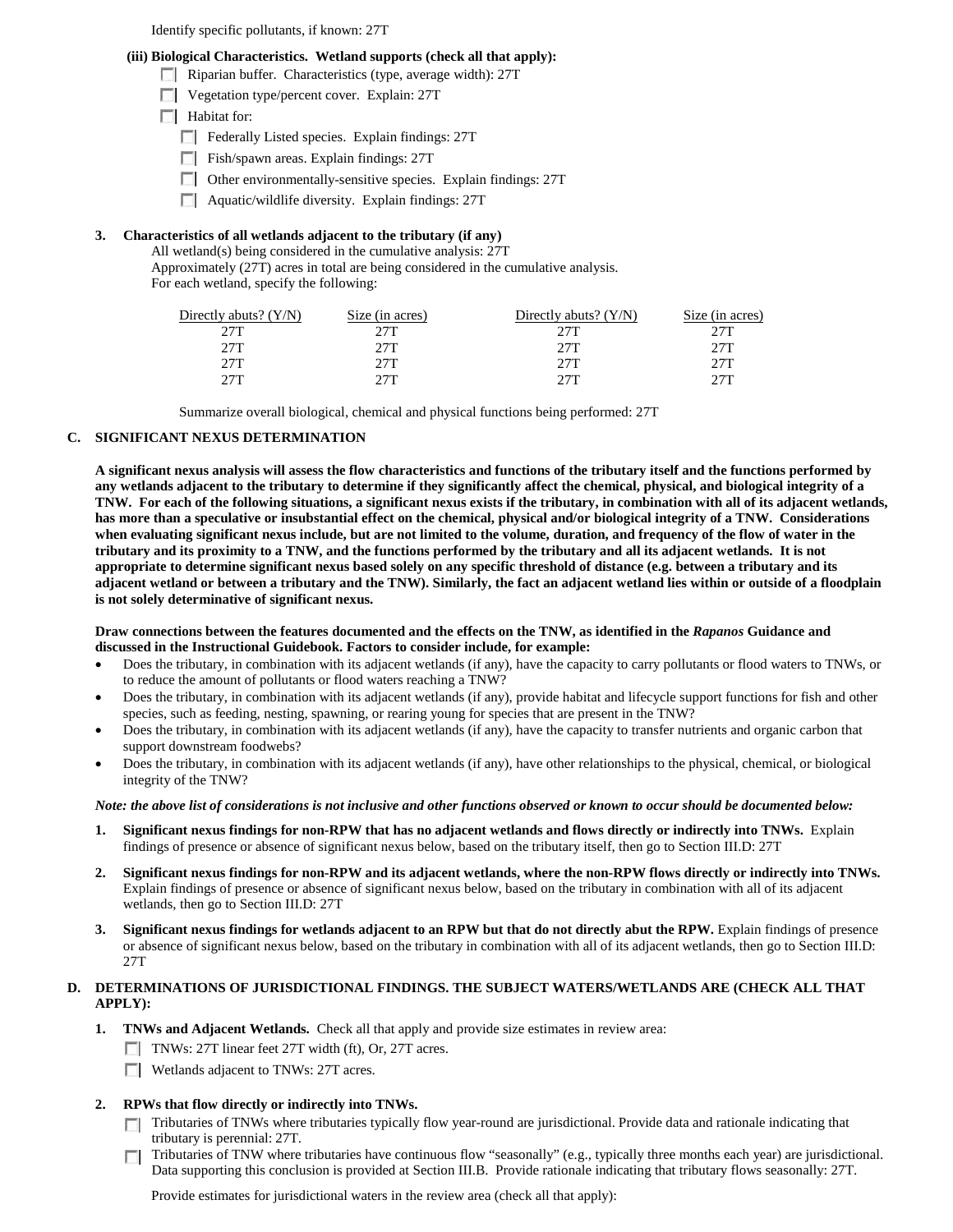Identify specific pollutants, if known: 27T

**(iii) Biological Characteristics. Wetland supports (check all that apply):**

- ☐ Riparian buffer. Characteristics (type, average width): 27T
- ☐ Vegetation type/percent cover. Explain: 27T
- ☐ Habitat for:
  - ☐ Federally Listed species. Explain findings: 27T
  - ☐ Fish/spawn areas. Explain findings: 27T
  - ☐ Other environmentally-sensitive species. Explain findings: 27T
  - ☐ Aquatic/wildlife diversity. Explain findings: 27T

**3. Characteristics of all wetlands adjacent to the tributary (if any)**

All wetland(s) being considered in the cumulative analysis: 27T
Approximately (27T) acres in total are being considered in the cumulative analysis.
For each wetland, specify the following:

| Directly abuts? (Y/N) | Size (in acres) | Directly abuts? (Y/N) | Size (in acres) |
|---|---|---|---|
| 27T | 27T | 27T | 27T |
| 27T | 27T | 27T | 27T |
| 27T | 27T | 27T | 27T |
| 27T | 27T | 27T | 27T |

Summarize overall biological, chemical and physical functions being performed: 27T

## C. SIGNIFICANT NEXUS DETERMINATION

**A significant nexus analysis will assess the flow characteristics and functions of the tributary itself and the functions performed by any wetlands adjacent to the tributary to determine if they significantly affect the chemical, physical, and biological integrity of a TNW. For each of the following situations, a significant nexus exists if the tributary, in combination with all of its adjacent wetlands, has more than a speculative or insubstantial effect on the chemical, physical and/or biological integrity of a TNW. Considerations when evaluating significant nexus include, but are not limited to the volume, duration, and frequency of the flow of water in the tributary and its proximity to a TNW, and the functions performed by the tributary and all its adjacent wetlands. It is not appropriate to determine significant nexus based solely on any specific threshold of distance (e.g. between a tributary and its adjacent wetland or between a tributary and the TNW). Similarly, the fact an adjacent wetland lies within or outside of a floodplain is not solely determinative of significant nexus.**

**Draw connections between the features documented and the effects on the TNW, as identified in the *Rapanos* Guidance and discussed in the Instructional Guidebook. Factors to consider include, for example:**

- Does the tributary, in combination with its adjacent wetlands (if any), have the capacity to carry pollutants or flood waters to TNWs, or to reduce the amount of pollutants or flood waters reaching a TNW?
- Does the tributary, in combination with its adjacent wetlands (if any), provide habitat and lifecycle support functions for fish and other species, such as feeding, nesting, spawning, or rearing young for species that are present in the TNW?
- Does the tributary, in combination with its adjacent wetlands (if any), have the capacity to transfer nutrients and organic carbon that support downstream foodwebs?
- Does the tributary, in combination with its adjacent wetlands (if any), have other relationships to the physical, chemical, or biological integrity of the TNW?

***Note: the above list of considerations is not inclusive and other functions observed or known to occur should be documented below:***

1. **Significant nexus findings for non-RPW that has no adjacent wetlands and flows directly or indirectly into TNWs.** Explain findings of presence or absence of significant nexus below, based on the tributary itself, then go to Section III.D: 27T

2. **Significant nexus findings for non-RPW and its adjacent wetlands, where the non-RPW flows directly or indirectly into TNWs.** Explain findings of presence or absence of significant nexus below, based on the tributary in combination with all of its adjacent wetlands, then go to Section III.D: 27T

3. **Significant nexus findings for wetlands adjacent to an RPW but that do not directly abut the RPW.** Explain findings of presence or absence of significant nexus below, based on the tributary in combination with all of its adjacent wetlands, then go to Section III.D: 27T

## D. DETERMINATIONS OF JURISDICTIONAL FINDINGS. THE SUBJECT WATERS/WETLANDS ARE (CHECK ALL THAT APPLY):

1. **TNWs and Adjacent Wetlands.** Check all that apply and provide size estimates in review area:
   - ☐ TNWs: 27T linear feet 27T width (ft), Or, 27T acres.
   - ☐ Wetlands adjacent to TNWs: 27T acres.

2. **RPWs that flow directly or indirectly into TNWs.**
   - ☐ Tributaries of TNWs where tributaries typically flow year-round are jurisdictional. Provide data and rationale indicating that tributary is perennial: 27T.
   - ☐ Tributaries of TNW where tributaries have continuous flow "seasonally" (e.g., typically three months each year) are jurisdictional. Data supporting this conclusion is provided at Section III.B. Provide rationale indicating that tributary flows seasonally: 27T.

   Provide estimates for jurisdictional waters in the review area (check all that apply):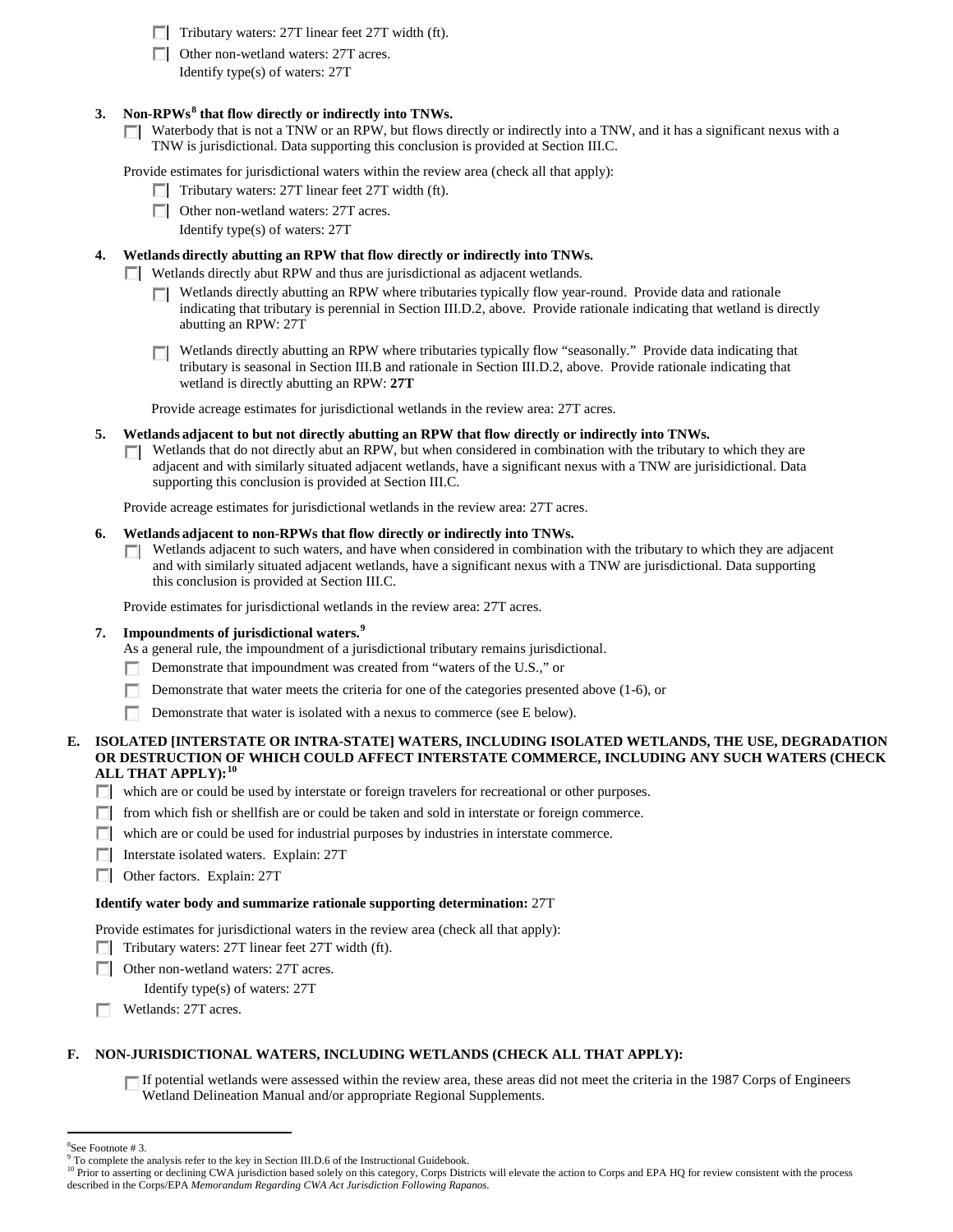- [ ] Tributary waters: 27T linear feet 27T width (ft).
- [ ] Other non-wetland waters: 27T acres.
  Identify type(s) of waters: 27T

**3. Non-RPWs[8] that flow directly or indirectly into TNWs.**

- [ ] Waterbody that is not a TNW or an RPW, but flows directly or indirectly into a TNW, and it has a significant nexus with a TNW is jurisdictional. Data supporting this conclusion is provided at Section III.C.

Provide estimates for jurisdictional waters within the review area (check all that apply):

- [ ] Tributary waters: 27T linear feet 27T width (ft).
- [ ] Other non-wetland waters: 27T acres.
  Identify type(s) of waters: 27T

**4. Wetlands directly abutting an RPW that flow directly or indirectly into TNWs.**

- [ ] Wetlands directly abut RPW and thus are jurisdictional as adjacent wetlands.
  - [ ] Wetlands directly abutting an RPW where tributaries typically flow year-round. Provide data and rationale indicating that tributary is perennial in Section III.D.2, above. Provide rationale indicating that wetland is directly abutting an RPW: 27T
  - [ ] Wetlands directly abutting an RPW where tributaries typically flow "seasonally." Provide data indicating that tributary is seasonal in Section III.B and rationale in Section III.D.2, above. Provide rationale indicating that wetland is directly abutting an RPW: **27T**

Provide acreage estimates for jurisdictional wetlands in the review area: 27T acres.

**5. Wetlands adjacent to but not directly abutting an RPW that flow directly or indirectly into TNWs.**

- [ ] Wetlands that do not directly abut an RPW, but when considered in combination with the tributary to which they are adjacent and with similarly situated adjacent wetlands, have a significant nexus with a TNW are jurisidictional. Data supporting this conclusion is provided at Section III.C.

Provide acreage estimates for jurisdictional wetlands in the review area: 27T acres.

**6. Wetlands adjacent to non-RPWs that flow directly or indirectly into TNWs.**

- [ ] Wetlands adjacent to such waters, and have when considered in combination with the tributary to which they are adjacent and with similarly situated adjacent wetlands, have a significant nexus with a TNW are jurisdictional. Data supporting this conclusion is provided at Section III.C.

Provide estimates for jurisdictional wetlands in the review area: 27T acres.

**7. Impoundments of jurisdictional waters.[9]**

As a general rule, the impoundment of a jurisdictional tributary remains jurisdictional.

- [ ] Demonstrate that impoundment was created from "waters of the U.S.," or
- [ ] Demonstrate that water meets the criteria for one of the categories presented above (1-6), or
- [ ] Demonstrate that water is isolated with a nexus to commerce (see E below).

**E. ISOLATED [INTERSTATE OR INTRA-STATE] WATERS, INCLUDING ISOLATED WETLANDS, THE USE, DEGRADATION OR DESTRUCTION OF WHICH COULD AFFECT INTERSTATE COMMERCE, INCLUDING ANY SUCH WATERS (CHECK ALL THAT APPLY):[10]**

- [ ] which are or could be used by interstate or foreign travelers for recreational or other purposes.
- [ ] from which fish or shellfish are or could be taken and sold in interstate or foreign commerce.
- [ ] which are or could be used for industrial purposes by industries in interstate commerce.
- [ ] Interstate isolated waters. Explain: 27T
- [ ] Other factors. Explain: 27T

**Identify water body and summarize rationale supporting determination:** 27T

Provide estimates for jurisdictional waters in the review area (check all that apply):

- [ ] Tributary waters: 27T linear feet 27T width (ft).
- [ ] Other non-wetland waters: 27T acres.
  Identify type(s) of waters: 27T
- [ ] Wetlands: 27T acres.

**F. NON-JURISDICTIONAL WATERS, INCLUDING WETLANDS (CHECK ALL THAT APPLY):**

- [ ] If potential wetlands were assessed within the review area, these areas did not meet the criteria in the 1987 Corps of Engineers Wetland Delineation Manual and/or appropriate Regional Supplements.

---

[8] See Footnote # 3.
[9] To complete the analysis refer to the key in Section III.D.6 of the Instructional Guidebook.
[10] Prior to asserting or declining CWA jurisdiction based solely on this category, Corps Districts will elevate the action to Corps and EPA HQ for review consistent with the process described in the Corps/EPA *Memorandum Regarding CWA Act Jurisdiction Following Rapanos.*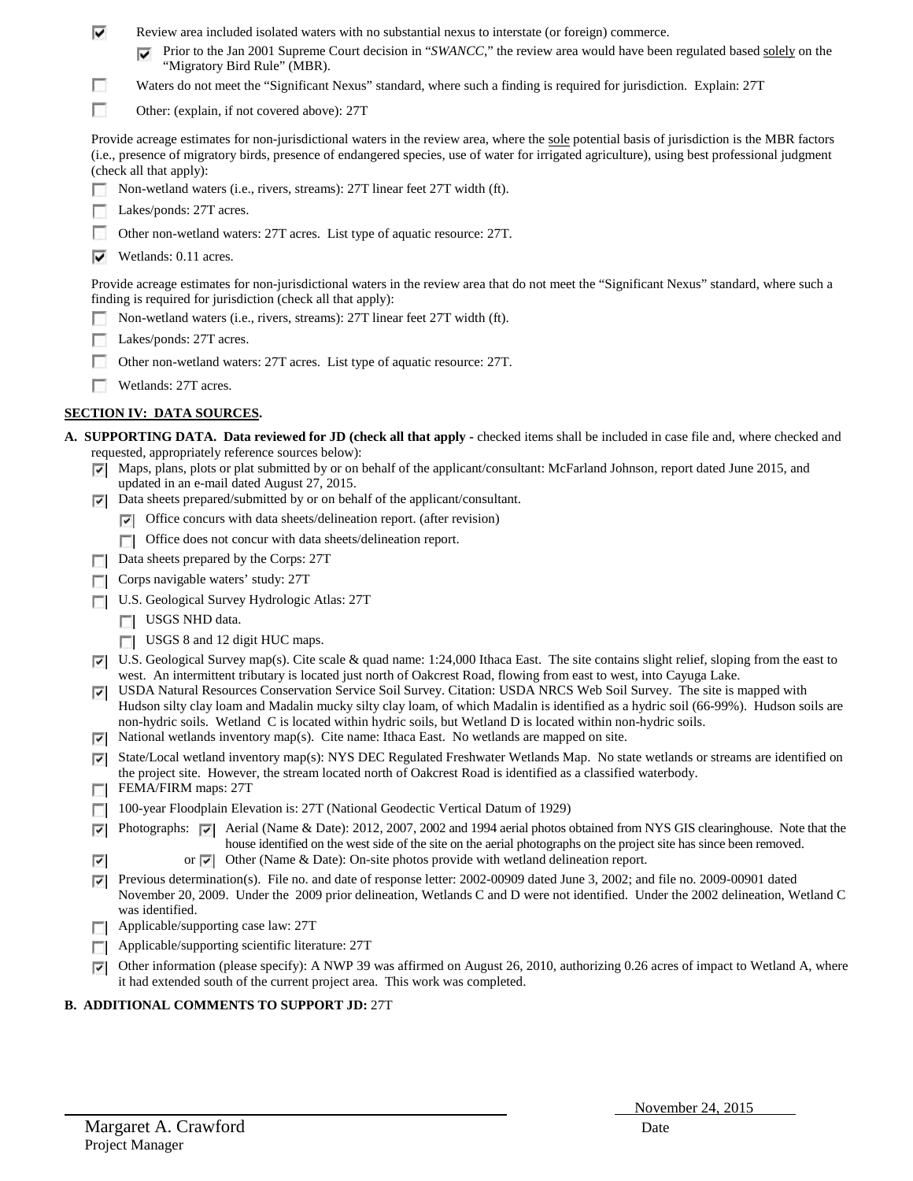- ☑ Review area included isolated waters with no substantial nexus to interstate (or foreign) commerce.
  - ☑ Prior to the Jan 2001 Supreme Court decision in "*SWANCC*," the review area would have been regulated based solely on the "Migratory Bird Rule" (MBR).
- ☐ Waters do not meet the "Significant Nexus" standard, where such a finding is required for jurisdiction. Explain: 27T
- ☐ Other: (explain, if not covered above): 27T

Provide acreage estimates for non-jurisdictional waters in the review area, where the sole potential basis of jurisdiction is the MBR factors (i.e., presence of migratory birds, presence of endangered species, use of water for irrigated agriculture), using best professional judgment (check all that apply):

- ☐ Non-wetland waters (i.e., rivers, streams): 27T linear feet 27T width (ft).
- ☐ Lakes/ponds: 27T acres.
- ☐ Other non-wetland waters: 27T acres. List type of aquatic resource: 27T.
- ☑ Wetlands: 0.11 acres.

Provide acreage estimates for non-jurisdictional waters in the review area that do not meet the "Significant Nexus" standard, where such a finding is required for jurisdiction (check all that apply):

- ☐ Non-wetland waters (i.e., rivers, streams): 27T linear feet 27T width (ft).
- ☐ Lakes/ponds: 27T acres.
- ☐ Other non-wetland waters: 27T acres. List type of aquatic resource: 27T.
- ☐ Wetlands: 27T acres.

**SECTION IV: DATA SOURCES.**

**A. SUPPORTING DATA. Data reviewed for JD (check all that apply** - checked items shall be included in case file and, where checked and requested, appropriately reference sources below):

- ☑ Maps, plans, plots or plat submitted by or on behalf of the applicant/consultant: McFarland Johnson, report dated June 2015, and updated in an e-mail dated August 27, 2015.
- ☑ Data sheets prepared/submitted by or on behalf of the applicant/consultant.
  - ☑ Office concurs with data sheets/delineation report. (after revision)
  - ☐ Office does not concur with data sheets/delineation report.
- ☐ Data sheets prepared by the Corps: 27T
- ☐ Corps navigable waters' study: 27T
- ☐ U.S. Geological Survey Hydrologic Atlas: 27T
  - ☐ USGS NHD data.
  - ☐ USGS 8 and 12 digit HUC maps.
- ☑ U.S. Geological Survey map(s). Cite scale & quad name: 1:24,000 Ithaca East. The site contains slight relief, sloping from the east to west. An intermittent tributary is located just north of Oakcrest Road, flowing from east to west, into Cayuga Lake.
- ☑ USDA Natural Resources Conservation Service Soil Survey. Citation: USDA NRCS Web Soil Survey. The site is mapped with Hudson silty clay loam and Madalin mucky silty clay loam, of which Madalin is identified as a hydric soil (66-99%). Hudson soils are non-hydric soils. Wetland C is located within hydric soils, but Wetland D is located within non-hydric soils.
- ☑ National wetlands inventory map(s). Cite name: Ithaca East. No wetlands are mapped on site.
- ☑ State/Local wetland inventory map(s): NYS DEC Regulated Freshwater Wetlands Map. No state wetlands or streams are identified on the project site. However, the stream located north of Oakcrest Road is identified as a classified waterbody.
- ☐ FEMA/FIRM maps: 27T
- ☐ 100-year Floodplain Elevation is: 27T (National Geodectic Vertical Datum of 1929)
- ☑ Photographs: ☑ Aerial (Name & Date): 2012, 2007, 2002 and 1994 aerial photos obtained from NYS GIS clearinghouse. Note that the house identified on the west side of the site on the aerial photographs on the project site has since been removed.
- ☑ or ☑ Other (Name & Date): On-site photos provide with wetland delineation report.
- ☑ Previous determination(s). File no. and date of response letter: 2002-00909 dated June 3, 2002; and file no. 2009-00901 dated November 20, 2009. Under the 2009 prior delineation, Wetlands C and D were not identified. Under the 2002 delineation, Wetland C was identified.
- ☐ Applicable/supporting case law: 27T
- ☐ Applicable/supporting scientific literature: 27T
- ☑ Other information (please specify): A NWP 39 was affirmed on August 26, 2010, authorizing 0.26 acres of impact to Wetland A, where it had extended south of the current project area. This work was completed.

**B. ADDITIONAL COMMENTS TO SUPPORT JD:** 27T

Margaret A. Crawford
Project Manager

November 24, 2015
Date